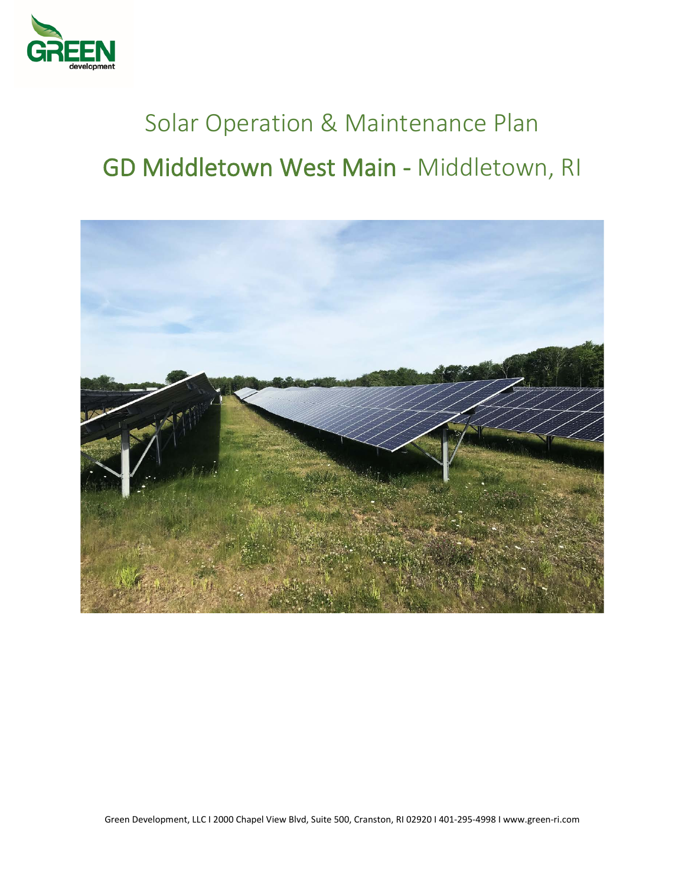# Solar Operation & Maintenance Plan

## GD Middletown West Main - Middletown, RI

Green Development, LLC I 2000 Chapel View Blvd, Suite 500, Cranston, RI 02920 I 401-295-4998 I www.green-ri.com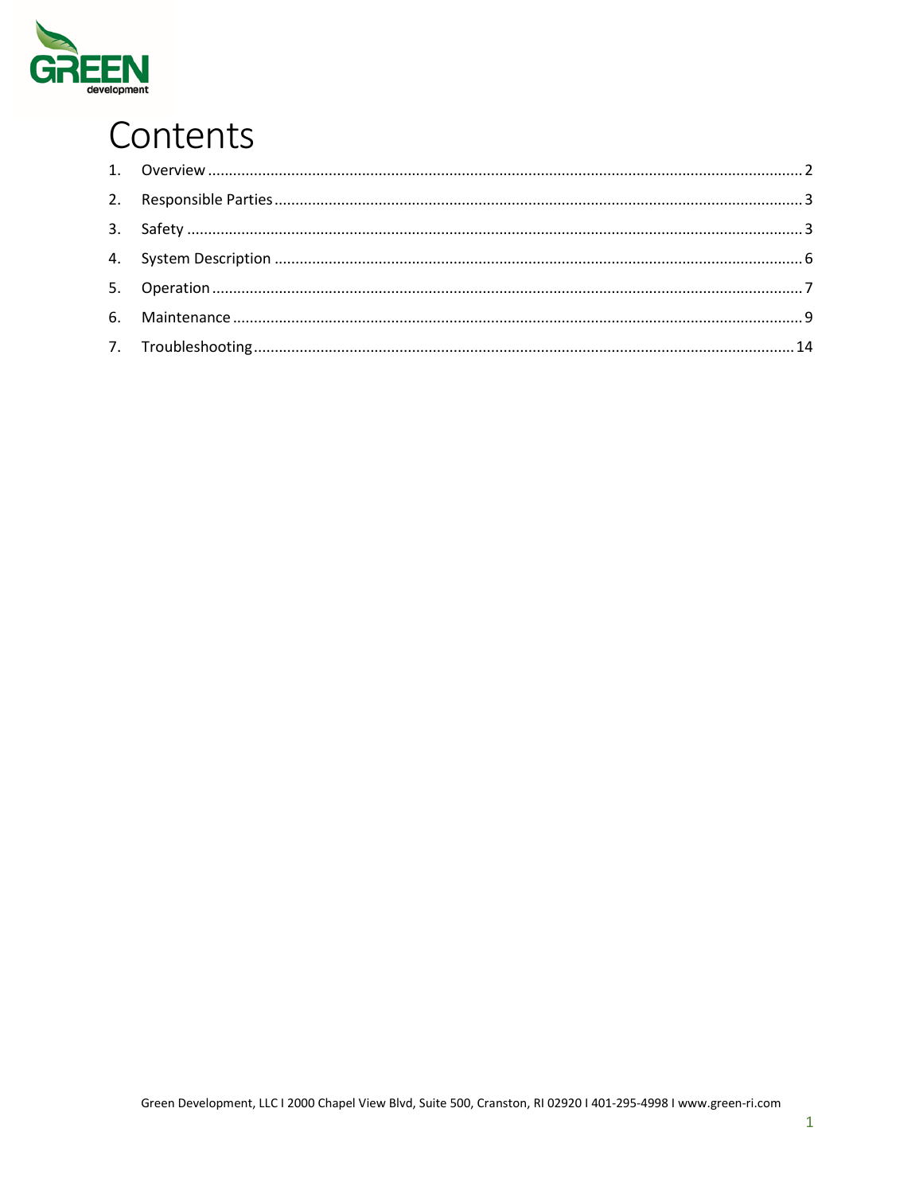# Contents

1. Overview .......... 2
2. Responsible Parties .......... 3
3. Safety .......... 3
4. System Description .......... 6
5. Operation .......... 7
6. Maintenance .......... 9
7. Troubleshooting .......... 14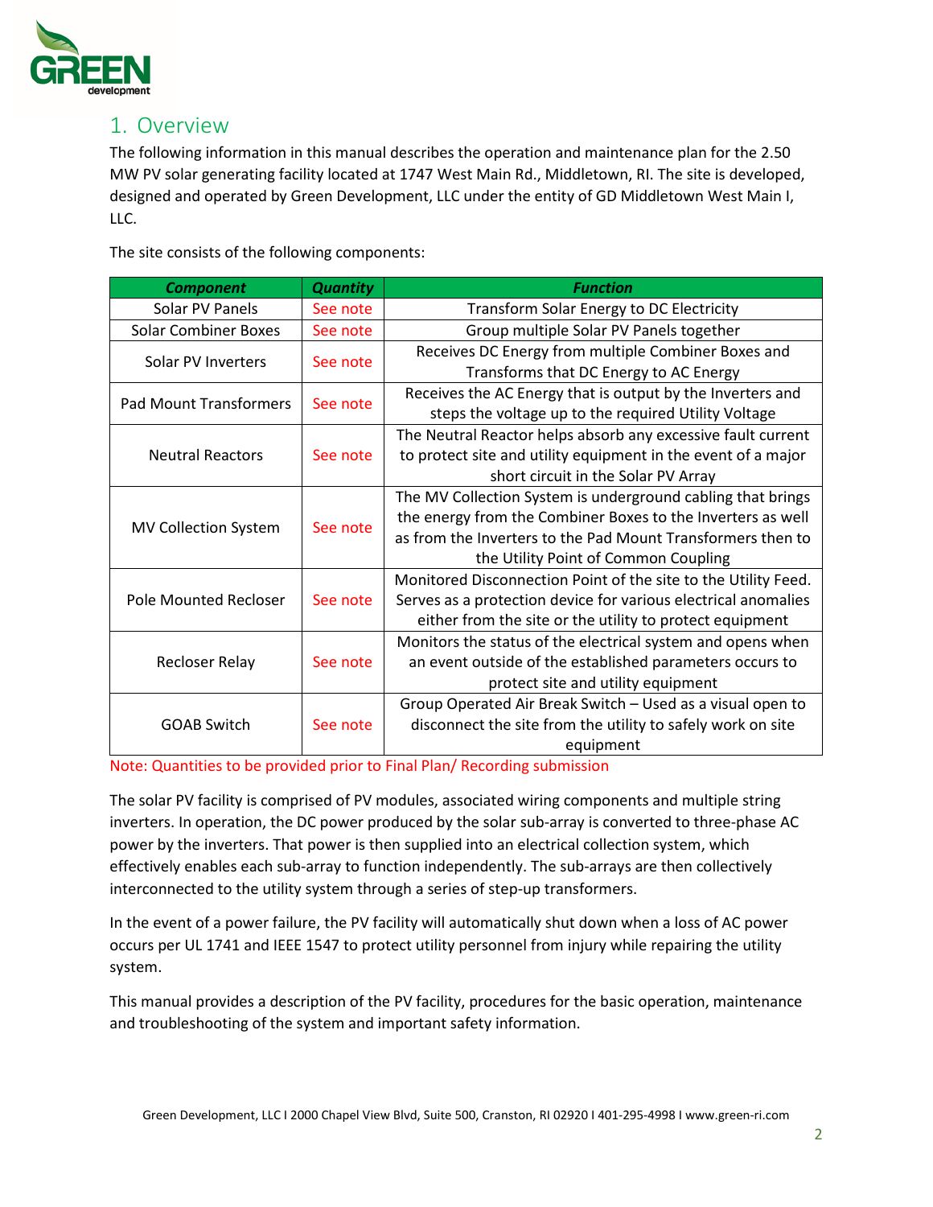## 1. Overview

The following information in this manual describes the operation and maintenance plan for the 2.50 MW PV solar generating facility located at 1747 West Main Rd., Middletown, RI. The site is developed, designed and operated by Green Development, LLC under the entity of GD Middletown West Main I, LLC.

The site consists of the following components:

| ***Component*** | ***Quantity*** | ***Function*** |
|---|---|---|
| Solar PV Panels | See note | Transform Solar Energy to DC Electricity |
| Solar Combiner Boxes | See note | Group multiple Solar PV Panels together |
| Solar PV Inverters | See note | Receives DC Energy from multiple Combiner Boxes and Transforms that DC Energy to AC Energy |
| Pad Mount Transformers | See note | Receives the AC Energy that is output by the Inverters and steps the voltage up to the required Utility Voltage |
| Neutral Reactors | See note | The Neutral Reactor helps absorb any excessive fault current to protect site and utility equipment in the event of a major short circuit in the Solar PV Array |
| MV Collection System | See note | The MV Collection System is underground cabling that brings the energy from the Combiner Boxes to the Inverters as well as from the Inverters to the Pad Mount Transformers then to the Utility Point of Common Coupling |
| Pole Mounted Recloser | See note | Monitored Disconnection Point of the site to the Utility Feed. Serves as a protection device for various electrical anomalies either from the site or the utility to protect equipment |
| Recloser Relay | See note | Monitors the status of the electrical system and opens when an event outside of the established parameters occurs to protect site and utility equipment |
| GOAB Switch | See note | Group Operated Air Break Switch – Used as a visual open to disconnect the site from the utility to safely work on site equipment |

Note: Quantities to be provided prior to Final Plan/ Recording submission

The solar PV facility is comprised of PV modules, associated wiring components and multiple string inverters. In operation, the DC power produced by the solar sub-array is converted to three-phase AC power by the inverters. That power is then supplied into an electrical collection system, which effectively enables each sub-array to function independently. The sub-arrays are then collectively interconnected to the utility system through a series of step-up transformers.

In the event of a power failure, the PV facility will automatically shut down when a loss of AC power occurs per UL 1741 and IEEE 1547 to protect utility personnel from injury while repairing the utility system.

This manual provides a description of the PV facility, procedures for the basic operation, maintenance and troubleshooting of the system and important safety information.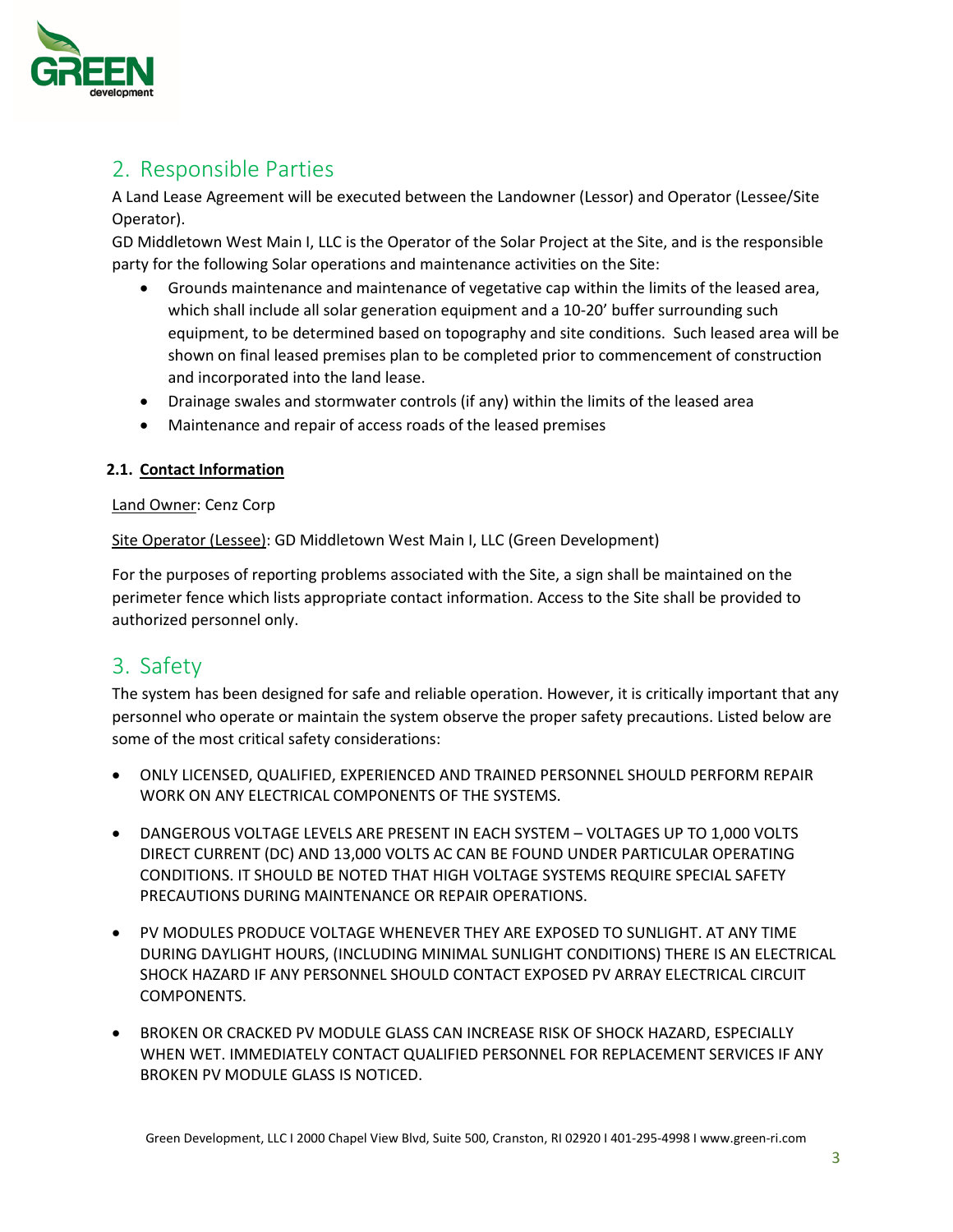## 2. Responsible Parties

A Land Lease Agreement will be executed between the Landowner (Lessor) and Operator (Lessee/Site Operator).

GD Middletown West Main I, LLC is the Operator of the Solar Project at the Site, and is the responsible party for the following Solar operations and maintenance activities on the Site:

- Grounds maintenance and maintenance of vegetative cap within the limits of the leased area, which shall include all solar generation equipment and a 10-20' buffer surrounding such equipment, to be determined based on topography and site conditions. Such leased area will be shown on final leased premises plan to be completed prior to commencement of construction and incorporated into the land lease.
- Drainage swales and stormwater controls (if any) within the limits of the leased area
- Maintenance and repair of access roads of the leased premises

### 2.1. Contact Information

Land Owner: Cenz Corp

Site Operator (Lessee): GD Middletown West Main I, LLC (Green Development)

For the purposes of reporting problems associated with the Site, a sign shall be maintained on the perimeter fence which lists appropriate contact information. Access to the Site shall be provided to authorized personnel only.

## 3. Safety

The system has been designed for safe and reliable operation. However, it is critically important that any personnel who operate or maintain the system observe the proper safety precautions. Listed below are some of the most critical safety considerations:

- ONLY LICENSED, QUALIFIED, EXPERIENCED AND TRAINED PERSONNEL SHOULD PERFORM REPAIR WORK ON ANY ELECTRICAL COMPONENTS OF THE SYSTEMS.
- DANGEROUS VOLTAGE LEVELS ARE PRESENT IN EACH SYSTEM – VOLTAGES UP TO 1,000 VOLTS DIRECT CURRENT (DC) AND 13,000 VOLTS AC CAN BE FOUND UNDER PARTICULAR OPERATING CONDITIONS. IT SHOULD BE NOTED THAT HIGH VOLTAGE SYSTEMS REQUIRE SPECIAL SAFETY PRECAUTIONS DURING MAINTENANCE OR REPAIR OPERATIONS.
- PV MODULES PRODUCE VOLTAGE WHENEVER THEY ARE EXPOSED TO SUNLIGHT. AT ANY TIME DURING DAYLIGHT HOURS, (INCLUDING MINIMAL SUNLIGHT CONDITIONS) THERE IS AN ELECTRICAL SHOCK HAZARD IF ANY PERSONNEL SHOULD CONTACT EXPOSED PV ARRAY ELECTRICAL CIRCUIT COMPONENTS.
- BROKEN OR CRACKED PV MODULE GLASS CAN INCREASE RISK OF SHOCK HAZARD, ESPECIALLY WHEN WET. IMMEDIATELY CONTACT QUALIFIED PERSONNEL FOR REPLACEMENT SERVICES IF ANY BROKEN PV MODULE GLASS IS NOTICED.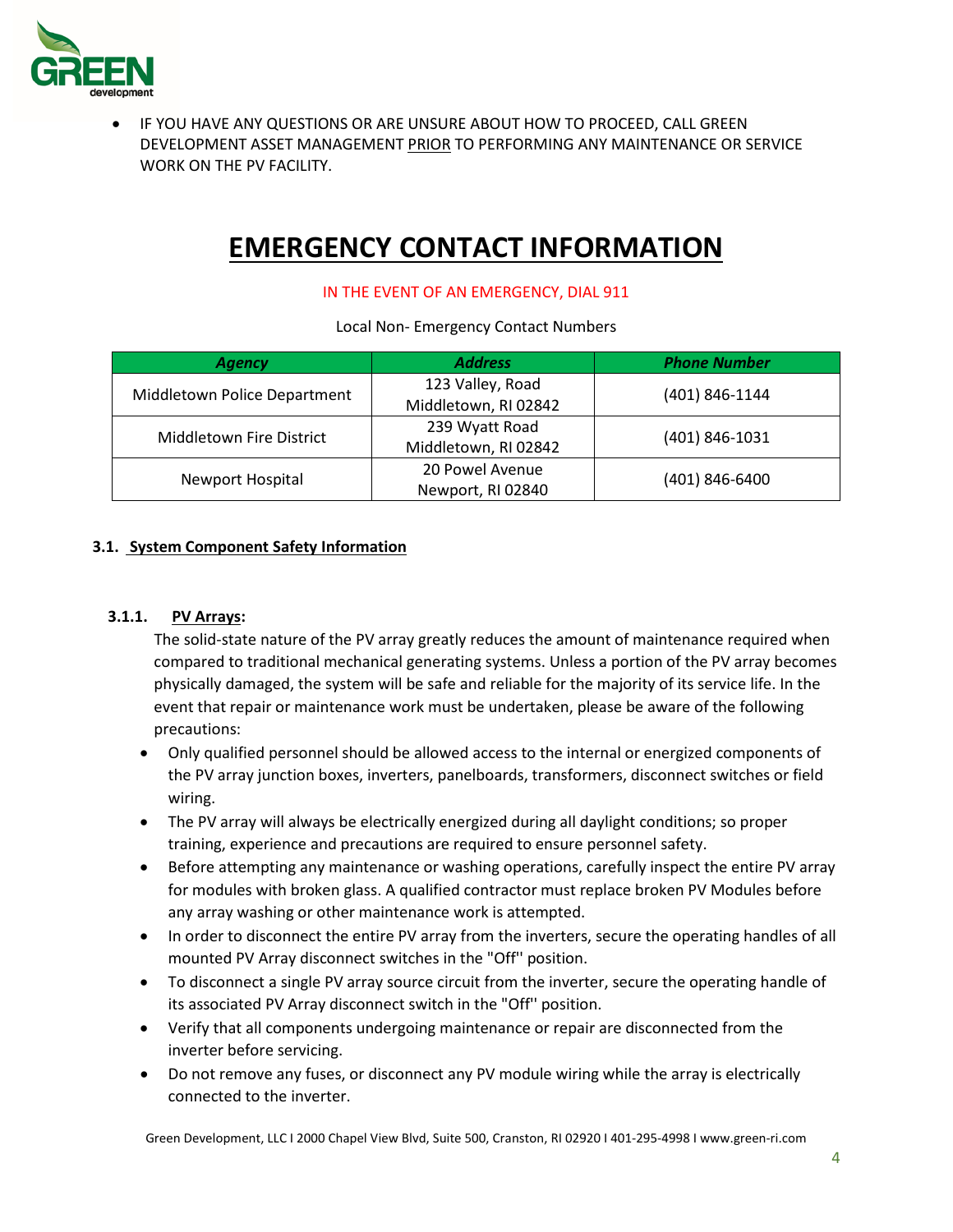- IF YOU HAVE ANY QUESTIONS OR ARE UNSURE ABOUT HOW TO PROCEED, CALL GREEN DEVELOPMENT ASSET MANAGEMENT PRIOR TO PERFORMING ANY MAINTENANCE OR SERVICE WORK ON THE PV FACILITY.

# EMERGENCY CONTACT INFORMATION

IN THE EVENT OF AN EMERGENCY, DIAL 911

Local Non- Emergency Contact Numbers

| *Agency* | *Address* | *Phone Number* |
|---|---|---|
| Middletown Police Department | 123 Valley, Road Middletown, RI 02842 | (401) 846-1144 |
| Middletown Fire District | 239 Wyatt Road Middletown, RI 02842 | (401) 846-1031 |
| Newport Hospital | 20 Powel Avenue Newport, RI 02840 | (401) 846-6400 |

## 3.1. System Component Safety Information

### 3.1.1. PV Arrays:

The solid-state nature of the PV array greatly reduces the amount of maintenance required when compared to traditional mechanical generating systems. Unless a portion of the PV array becomes physically damaged, the system will be safe and reliable for the majority of its service life. In the event that repair or maintenance work must be undertaken, please be aware of the following precautions:

- Only qualified personnel should be allowed access to the internal or energized components of the PV array junction boxes, inverters, panelboards, transformers, disconnect switches or field wiring.
- The PV array will always be electrically energized during all daylight conditions; so proper training, experience and precautions are required to ensure personnel safety.
- Before attempting any maintenance or washing operations, carefully inspect the entire PV array for modules with broken glass. A qualified contractor must replace broken PV Modules before any array washing or other maintenance work is attempted.
- In order to disconnect the entire PV array from the inverters, secure the operating handles of all mounted PV Array disconnect switches in the "Off'' position.
- To disconnect a single PV array source circuit from the inverter, secure the operating handle of its associated PV Array disconnect switch in the "Off'' position.
- Verify that all components undergoing maintenance or repair are disconnected from the inverter before servicing.
- Do not remove any fuses, or disconnect any PV module wiring while the array is electrically connected to the inverter.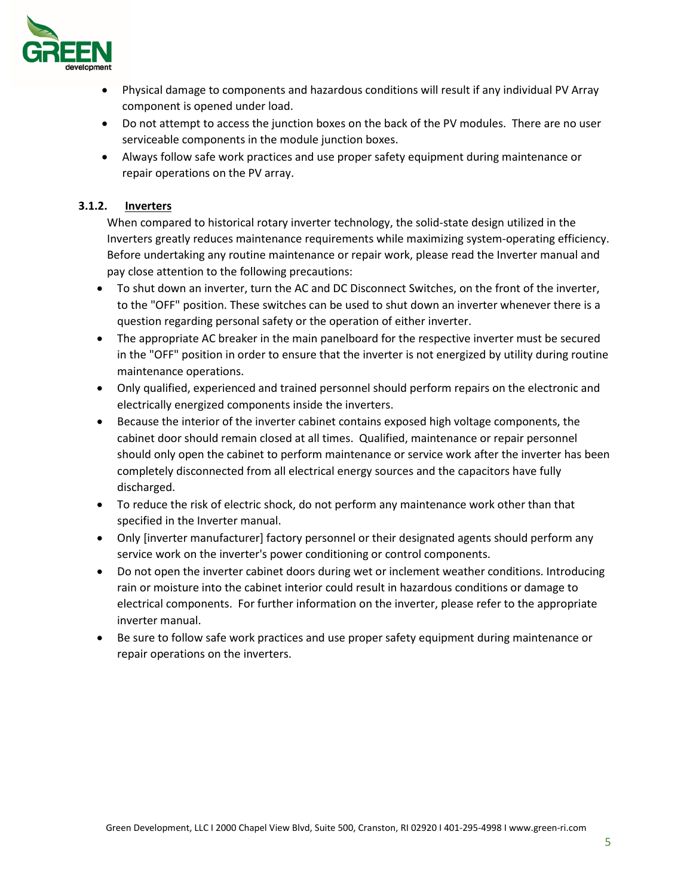- Physical damage to components and hazardous conditions will result if any individual PV Array component is opened under load.
- Do not attempt to access the junction boxes on the back of the PV modules. There are no user serviceable components in the module junction boxes.
- Always follow safe work practices and use proper safety equipment during maintenance or repair operations on the PV array.

#### 3.1.2. Inverters

When compared to historical rotary inverter technology, the solid-state design utilized in the Inverters greatly reduces maintenance requirements while maximizing system-operating efficiency. Before undertaking any routine maintenance or repair work, please read the Inverter manual and pay close attention to the following precautions:

- To shut down an inverter, turn the AC and DC Disconnect Switches, on the front of the inverter, to the "OFF" position. These switches can be used to shut down an inverter whenever there is a question regarding personal safety or the operation of either inverter.
- The appropriate AC breaker in the main panelboard for the respective inverter must be secured in the "OFF" position in order to ensure that the inverter is not energized by utility during routine maintenance operations.
- Only qualified, experienced and trained personnel should perform repairs on the electronic and electrically energized components inside the inverters.
- Because the interior of the inverter cabinet contains exposed high voltage components, the cabinet door should remain closed at all times. Qualified, maintenance or repair personnel should only open the cabinet to perform maintenance or service work after the inverter has been completely disconnected from all electrical energy sources and the capacitors have fully discharged.
- To reduce the risk of electric shock, do not perform any maintenance work other than that specified in the Inverter manual.
- Only [inverter manufacturer] factory personnel or their designated agents should perform any service work on the inverter's power conditioning or control components.
- Do not open the inverter cabinet doors during wet or inclement weather conditions. Introducing rain or moisture into the cabinet interior could result in hazardous conditions or damage to electrical components. For further information on the inverter, please refer to the appropriate inverter manual.
- Be sure to follow safe work practices and use proper safety equipment during maintenance or repair operations on the inverters.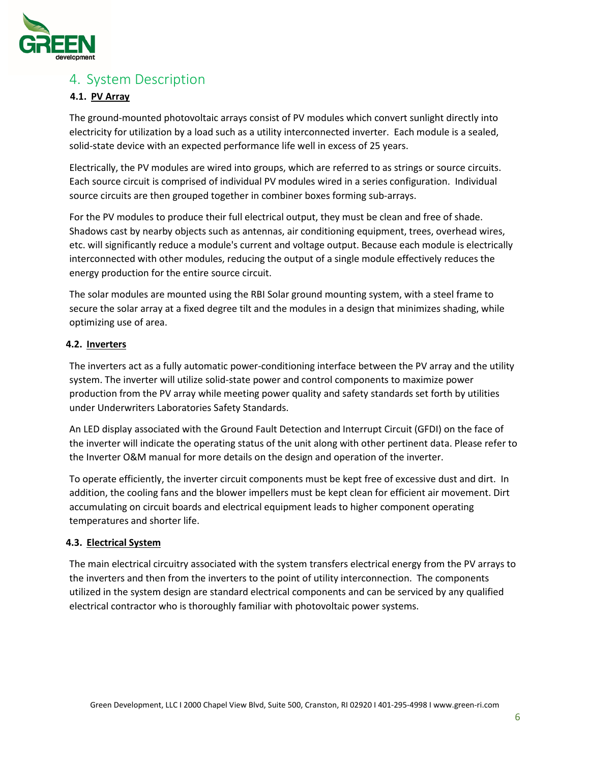# 4. System Description

## 4.1. PV Array

The ground-mounted photovoltaic arrays consist of PV modules which convert sunlight directly into electricity for utilization by a load such as a utility interconnected inverter. Each module is a sealed, solid-state device with an expected performance life well in excess of 25 years.

Electrically, the PV modules are wired into groups, which are referred to as strings or source circuits. Each source circuit is comprised of individual PV modules wired in a series configuration. Individual source circuits are then grouped together in combiner boxes forming sub-arrays.

For the PV modules to produce their full electrical output, they must be clean and free of shade. Shadows cast by nearby objects such as antennas, air conditioning equipment, trees, overhead wires, etc. will significantly reduce a module's current and voltage output. Because each module is electrically interconnected with other modules, reducing the output of a single module effectively reduces the energy production for the entire source circuit.

The solar modules are mounted using the RBI Solar ground mounting system, with a steel frame to secure the solar array at a fixed degree tilt and the modules in a design that minimizes shading, while optimizing use of area.

## 4.2. Inverters

The inverters act as a fully automatic power-conditioning interface between the PV array and the utility system. The inverter will utilize solid-state power and control components to maximize power production from the PV array while meeting power quality and safety standards set forth by utilities under Underwriters Laboratories Safety Standards.

An LED display associated with the Ground Fault Detection and Interrupt Circuit (GFDI) on the face of the inverter will indicate the operating status of the unit along with other pertinent data. Please refer to the Inverter O&M manual for more details on the design and operation of the inverter.

To operate efficiently, the inverter circuit components must be kept free of excessive dust and dirt. In addition, the cooling fans and the blower impellers must be kept clean for efficient air movement. Dirt accumulating on circuit boards and electrical equipment leads to higher component operating temperatures and shorter life.

## 4.3. Electrical System

The main electrical circuitry associated with the system transfers electrical energy from the PV arrays to the inverters and then from the inverters to the point of utility interconnection. The components utilized in the system design are standard electrical components and can be serviced by any qualified electrical contractor who is thoroughly familiar with photovoltaic power systems.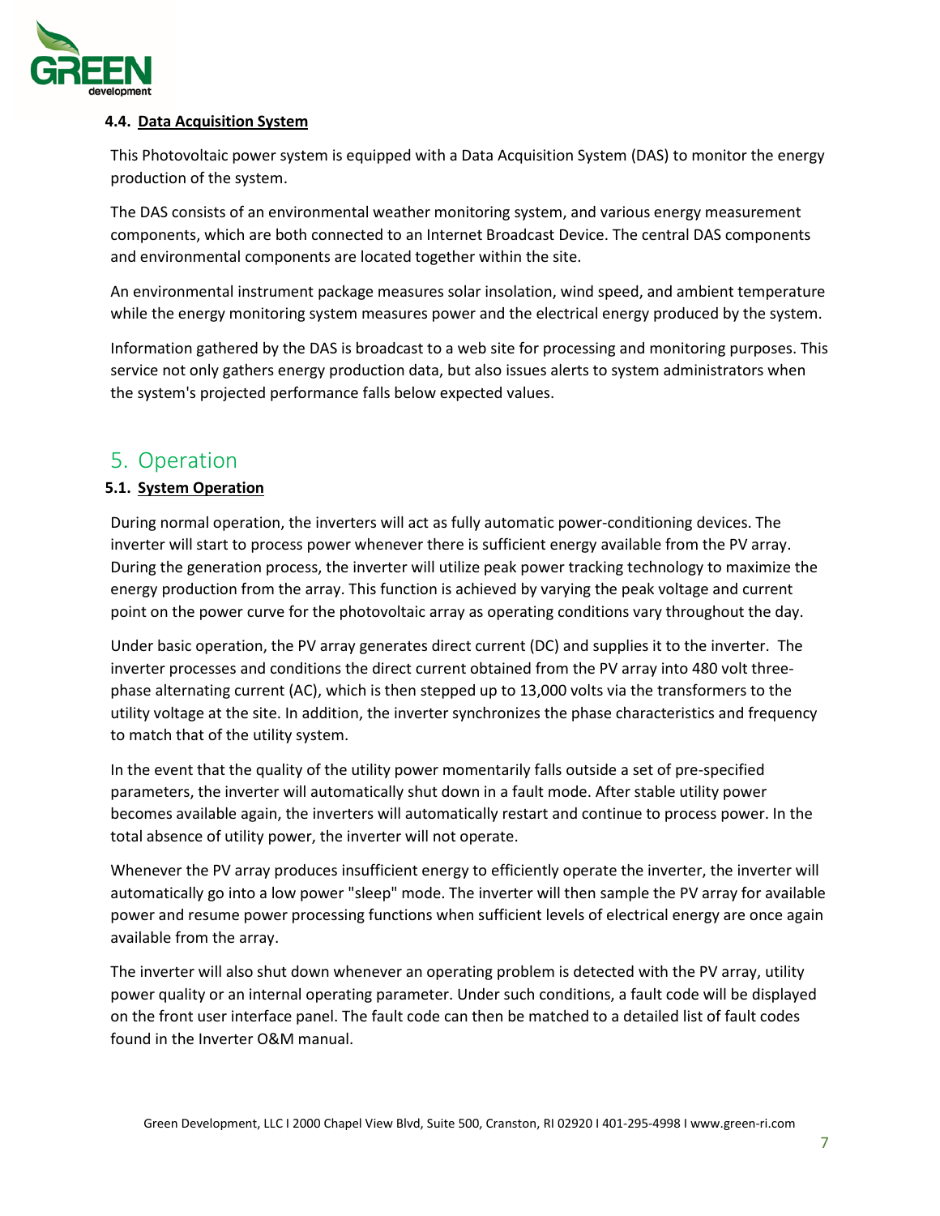### 4.4. Data Acquisition System

This Photovoltaic power system is equipped with a Data Acquisition System (DAS) to monitor the energy production of the system.

The DAS consists of an environmental weather monitoring system, and various energy measurement components, which are both connected to an Internet Broadcast Device. The central DAS components and environmental components are located together within the site.

An environmental instrument package measures solar insolation, wind speed, and ambient temperature while the energy monitoring system measures power and the electrical energy produced by the system.

Information gathered by the DAS is broadcast to a web site for processing and monitoring purposes. This service not only gathers energy production data, but also issues alerts to system administrators when the system's projected performance falls below expected values.

## 5. Operation

### 5.1. System Operation

During normal operation, the inverters will act as fully automatic power-conditioning devices. The inverter will start to process power whenever there is sufficient energy available from the PV array. During the generation process, the inverter will utilize peak power tracking technology to maximize the energy production from the array. This function is achieved by varying the peak voltage and current point on the power curve for the photovoltaic array as operating conditions vary throughout the day.

Under basic operation, the PV array generates direct current (DC) and supplies it to the inverter. The inverter processes and conditions the direct current obtained from the PV array into 480 volt three-phase alternating current (AC), which is then stepped up to 13,000 volts via the transformers to the utility voltage at the site. In addition, the inverter synchronizes the phase characteristics and frequency to match that of the utility system.

In the event that the quality of the utility power momentarily falls outside a set of pre-specified parameters, the inverter will automatically shut down in a fault mode. After stable utility power becomes available again, the inverters will automatically restart and continue to process power. In the total absence of utility power, the inverter will not operate.

Whenever the PV array produces insufficient energy to efficiently operate the inverter, the inverter will automatically go into a low power "sleep" mode. The inverter will then sample the PV array for available power and resume power processing functions when sufficient levels of electrical energy are once again available from the array.

The inverter will also shut down whenever an operating problem is detected with the PV array, utility power quality or an internal operating parameter. Under such conditions, a fault code will be displayed on the front user interface panel. The fault code can then be matched to a detailed list of fault codes found in the Inverter O&M manual.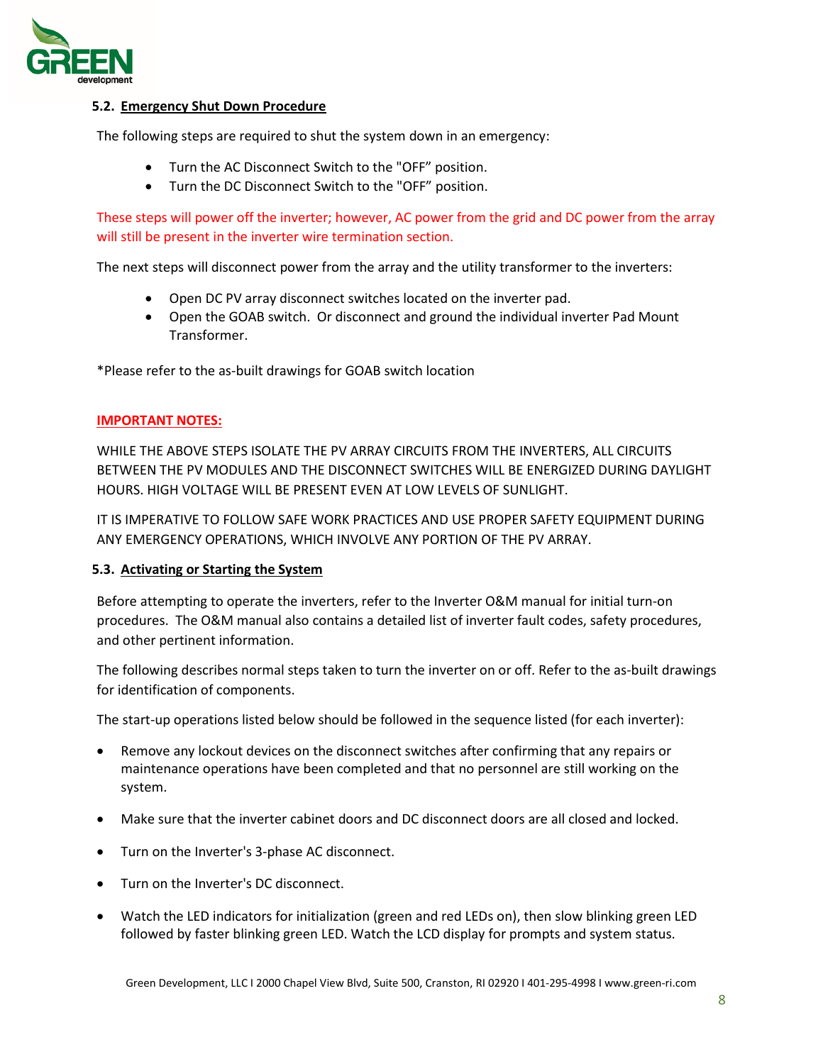### 5.2. Emergency Shut Down Procedure

The following steps are required to shut the system down in an emergency:

- Turn the AC Disconnect Switch to the "OFF" position.
- Turn the DC Disconnect Switch to the "OFF" position.

These steps will power off the inverter; however, AC power from the grid and DC power from the array will still be present in the inverter wire termination section.

The next steps will disconnect power from the array and the utility transformer to the inverters:

- Open DC PV array disconnect switches located on the inverter pad.
- Open the GOAB switch. Or disconnect and ground the individual inverter Pad Mount Transformer.

*Please refer to the as-built drawings for GOAB switch location

**IMPORTANT NOTES:**

WHILE THE ABOVE STEPS ISOLATE THE PV ARRAY CIRCUITS FROM THE INVERTERS, ALL CIRCUITS BETWEEN THE PV MODULES AND THE DISCONNECT SWITCHES WILL BE ENERGIZED DURING DAYLIGHT HOURS. HIGH VOLTAGE WILL BE PRESENT EVEN AT LOW LEVELS OF SUNLIGHT.

IT IS IMPERATIVE TO FOLLOW SAFE WORK PRACTICES AND USE PROPER SAFETY EQUIPMENT DURING ANY EMERGENCY OPERATIONS, WHICH INVOLVE ANY PORTION OF THE PV ARRAY.

### 5.3. Activating or Starting the System

Before attempting to operate the inverters, refer to the Inverter O&M manual for initial turn-on procedures. The O&M manual also contains a detailed list of inverter fault codes, safety procedures, and other pertinent information.

The following describes normal steps taken to turn the inverter on or off. Refer to the as-built drawings for identification of components.

The start-up operations listed below should be followed in the sequence listed (for each inverter):

- Remove any lockout devices on the disconnect switches after confirming that any repairs or maintenance operations have been completed and that no personnel are still working on the system.
- Make sure that the inverter cabinet doors and DC disconnect doors are all closed and locked.
- Turn on the Inverter's 3-phase AC disconnect.
- Turn on the Inverter's DC disconnect.
- Watch the LED indicators for initialization (green and red LEDs on), then slow blinking green LED followed by faster blinking green LED. Watch the LCD display for prompts and system status.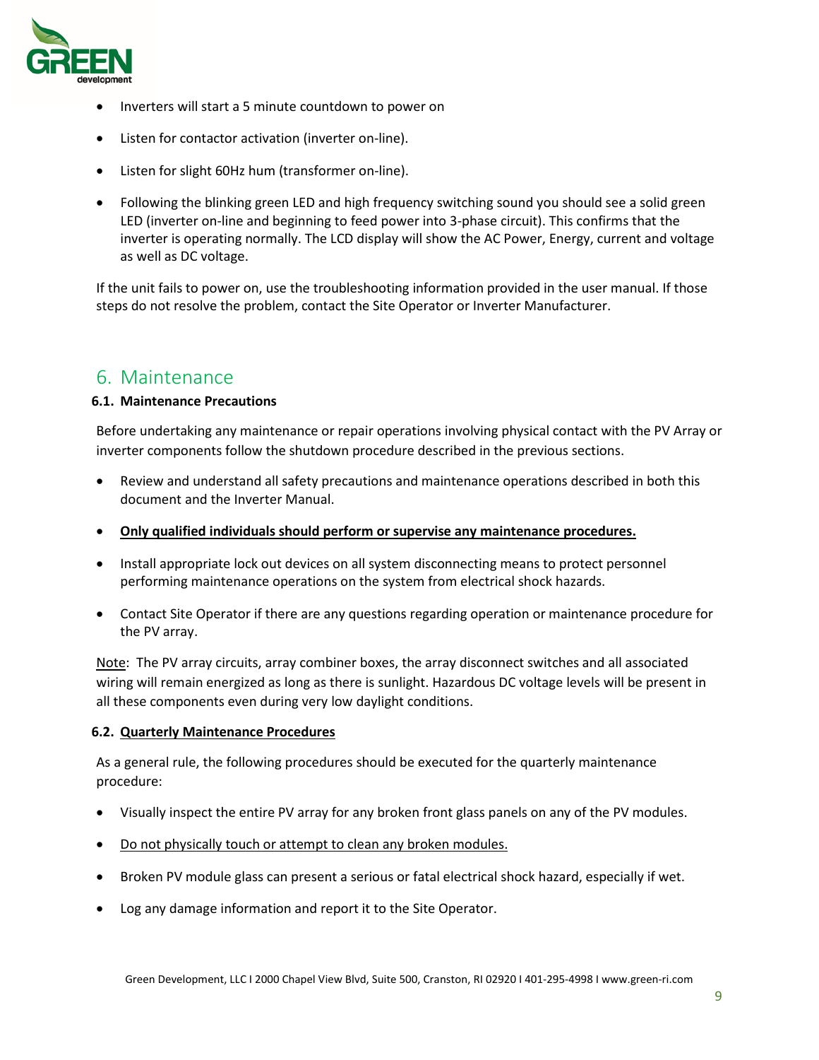- Inverters will start a 5 minute countdown to power on
- Listen for contactor activation (inverter on-line).
- Listen for slight 60Hz hum (transformer on-line).
- Following the blinking green LED and high frequency switching sound you should see a solid green LED (inverter on-line and beginning to feed power into 3-phase circuit). This confirms that the inverter is operating normally. The LCD display will show the AC Power, Energy, current and voltage as well as DC voltage.

If the unit fails to power on, use the troubleshooting information provided in the user manual. If those steps do not resolve the problem, contact the Site Operator or Inverter Manufacturer.

# 6. Maintenance

## 6.1. Maintenance Precautions

Before undertaking any maintenance or repair operations involving physical contact with the PV Array or inverter components follow the shutdown procedure described in the previous sections.

- Review and understand all safety precautions and maintenance operations described in both this document and the Inverter Manual.
- **<u>Only qualified individuals should perform or supervise any maintenance procedures.</u>**
- Install appropriate lock out devices on all system disconnecting means to protect personnel performing maintenance operations on the system from electrical shock hazards.
- Contact Site Operator if there are any questions regarding operation or maintenance procedure for the PV array.

<u>Note</u>: The PV array circuits, array combiner boxes, the array disconnect switches and all associated wiring will remain energized as long as there is sunlight. Hazardous DC voltage levels will be present in all these components even during very low daylight conditions.

## 6.2. <u>Quarterly Maintenance Procedures</u>

As a general rule, the following procedures should be executed for the quarterly maintenance procedure:

- Visually inspect the entire PV array for any broken front glass panels on any of the PV modules.
- <u>Do not physically touch or attempt to clean any broken modules.</u>
- Broken PV module glass can present a serious or fatal electrical shock hazard, especially if wet.
- Log any damage information and report it to the Site Operator.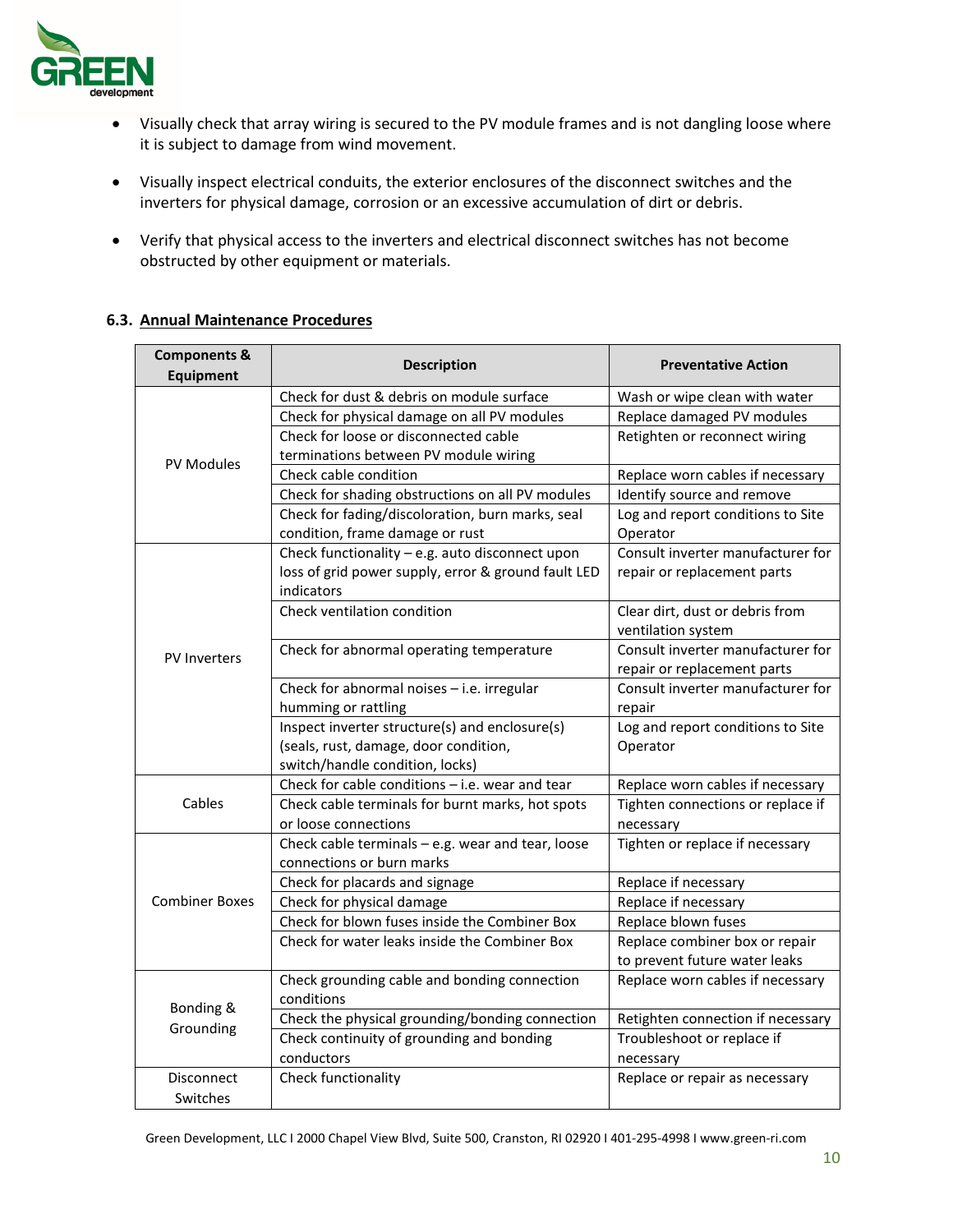- Visually check that array wiring is secured to the PV module frames and is not dangling loose where it is subject to damage from wind movement.
- Visually inspect electrical conduits, the exterior enclosures of the disconnect switches and the inverters for physical damage, corrosion or an excessive accumulation of dirt or debris.
- Verify that physical access to the inverters and electrical disconnect switches has not become obstructed by other equipment or materials.

### 6.3. Annual Maintenance Procedures

| Components & Equipment | Description | Preventative Action |
|---|---|---|
| PV Modules | Check for dust & debris on module surface | Wash or wipe clean with water |
| | Check for physical damage on all PV modules | Replace damaged PV modules |
| | Check for loose or disconnected cable terminations between PV module wiring | Retighten or reconnect wiring |
| | Check cable condition | Replace worn cables if necessary |
| | Check for shading obstructions on all PV modules | Identify source and remove |
| | Check for fading/discoloration, burn marks, seal condition, frame damage or rust | Log and report conditions to Site Operator |
| PV Inverters | Check functionality – e.g. auto disconnect upon loss of grid power supply, error & ground fault LED indicators | Consult inverter manufacturer for repair or replacement parts |
| | Check ventilation condition | Clear dirt, dust or debris from ventilation system |
| | Check for abnormal operating temperature | Consult inverter manufacturer for repair or replacement parts |
| | Check for abnormal noises – i.e. irregular humming or rattling | Consult inverter manufacturer for repair |
| | Inspect inverter structure(s) and enclosure(s) (seals, rust, damage, door condition, switch/handle condition, locks) | Log and report conditions to Site Operator |
| Cables | Check for cable conditions – i.e. wear and tear | Replace worn cables if necessary |
| | Check cable terminals for burnt marks, hot spots or loose connections | Tighten connections or replace if necessary |
| Combiner Boxes | Check cable terminals – e.g. wear and tear, loose connections or burn marks | Tighten or replace if necessary |
| | Check for placards and signage | Replace if necessary |
| | Check for physical damage | Replace if necessary |
| | Check for blown fuses inside the Combiner Box | Replace blown fuses |
| | Check for water leaks inside the Combiner Box | Replace combiner box or repair to prevent future water leaks |
| Bonding & Grounding | Check grounding cable and bonding connection conditions | Replace worn cables if necessary |
| | Check the physical grounding/bonding connection | Retighten connection if necessary |
| | Check continuity of grounding and bonding conductors | Troubleshoot or replace if necessary |
| Disconnect Switches | Check functionality | Replace or repair as necessary |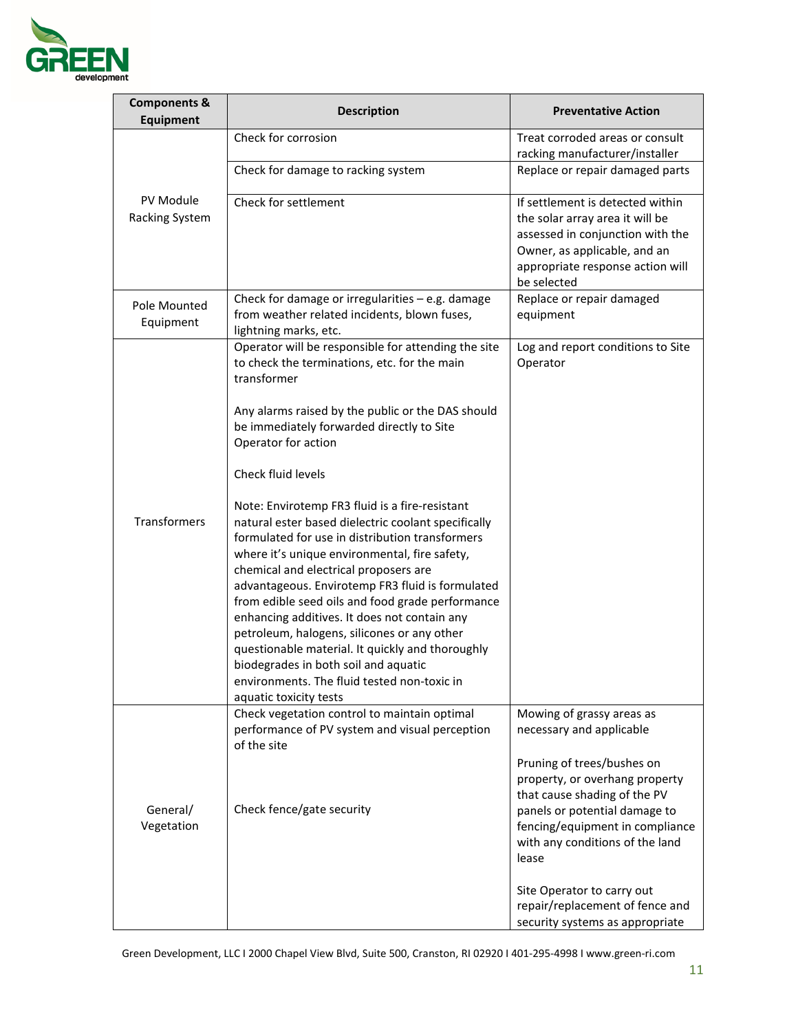| Components & Equipment | Description | Preventative Action |
| --- | --- | --- |
| PV Module Racking System | Check for corrosion | Treat corroded areas or consult racking manufacturer/installer |
| | Check for damage to racking system | Replace or repair damaged parts |
| | Check for settlement | If settlement is detected within the solar array area it will be assessed in conjunction with the Owner, as applicable, and an appropriate response action will be selected |
| Pole Mounted Equipment | Check for damage or irregularities – e.g. damage from weather related incidents, blown fuses, lightning marks, etc. | Replace or repair damaged equipment |
| Transformers | Operator will be responsible for attending the site to check the terminations, etc. for the main transformer<br><br>Any alarms raised by the public or the DAS should be immediately forwarded directly to Site Operator for action<br><br>Check fluid levels<br><br>Note: Envirotemp FR3 fluid is a fire-resistant natural ester based dielectric coolant specifically formulated for use in distribution transformers where it's unique environmental, fire safety, chemical and electrical proposers are advantageous. Envirotemp FR3 fluid is formulated from edible seed oils and food grade performance enhancing additives. It does not contain any petroleum, halogens, silicones or any other questionable material. It quickly and thoroughly biodegrades in both soil and aquatic environments. The fluid tested non-toxic in aquatic toxicity tests | Log and report conditions to Site Operator |
| General/ Vegetation | Check vegetation control to maintain optimal performance of PV system and visual perception of the site<br><br>Check fence/gate security | Mowing of grassy areas as necessary and applicable<br><br>Pruning of trees/bushes on property, or overhang property that cause shading of the PV panels or potential damage to fencing/equipment in compliance with any conditions of the land lease<br><br>Site Operator to carry out repair/replacement of fence and security systems as appropriate |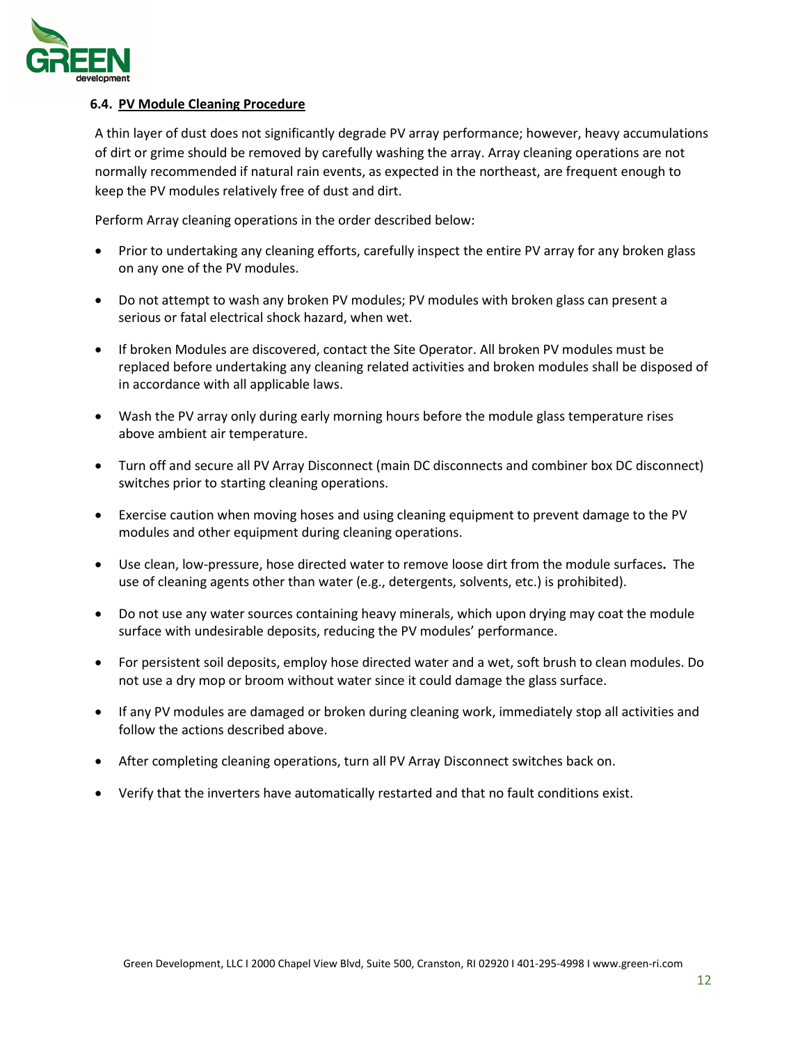### 6.4. PV Module Cleaning Procedure

A thin layer of dust does not significantly degrade PV array performance; however, heavy accumulations of dirt or grime should be removed by carefully washing the array. Array cleaning operations are not normally recommended if natural rain events, as expected in the northeast, are frequent enough to keep the PV modules relatively free of dust and dirt.

Perform Array cleaning operations in the order described below:

- Prior to undertaking any cleaning efforts, carefully inspect the entire PV array for any broken glass on any one of the PV modules.
- Do not attempt to wash any broken PV modules; PV modules with broken glass can present a serious or fatal electrical shock hazard, when wet.
- If broken Modules are discovered, contact the Site Operator. All broken PV modules must be replaced before undertaking any cleaning related activities and broken modules shall be disposed of in accordance with all applicable laws.
- Wash the PV array only during early morning hours before the module glass temperature rises above ambient air temperature.
- Turn off and secure all PV Array Disconnect (main DC disconnects and combiner box DC disconnect) switches prior to starting cleaning operations.
- Exercise caution when moving hoses and using cleaning equipment to prevent damage to the PV modules and other equipment during cleaning operations.
- Use clean, low-pressure, hose directed water to remove loose dirt from the module surfaces**.** The use of cleaning agents other than water (e.g., detergents, solvents, etc.) is prohibited).
- Do not use any water sources containing heavy minerals, which upon drying may coat the module surface with undesirable deposits, reducing the PV modules' performance.
- For persistent soil deposits, employ hose directed water and a wet, soft brush to clean modules. Do not use a dry mop or broom without water since it could damage the glass surface.
- If any PV modules are damaged or broken during cleaning work, immediately stop all activities and follow the actions described above.
- After completing cleaning operations, turn all PV Array Disconnect switches back on.
- Verify that the inverters have automatically restarted and that no fault conditions exist.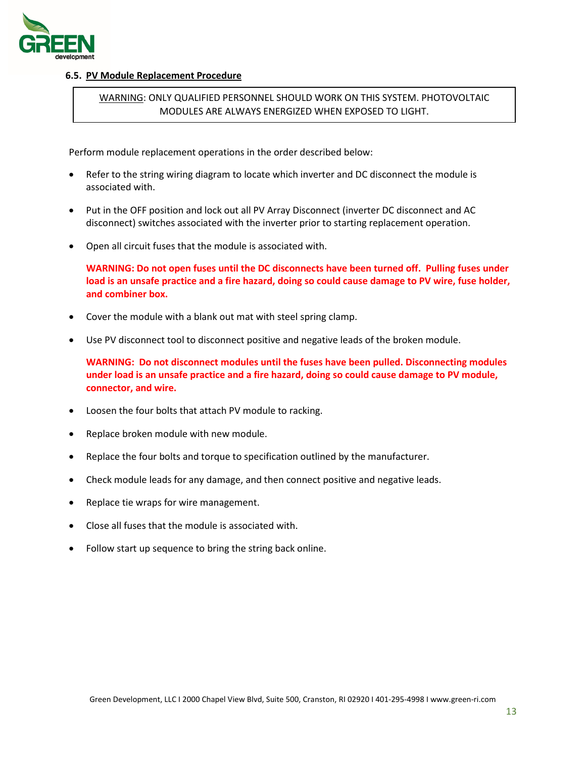### 6.5. PV Module Replacement Procedure

> WARNING: ONLY QUALIFIED PERSONNEL SHOULD WORK ON THIS SYSTEM. PHOTOVOLTAIC MODULES ARE ALWAYS ENERGIZED WHEN EXPOSED TO LIGHT.

Perform module replacement operations in the order described below:

- Refer to the string wiring diagram to locate which inverter and DC disconnect the module is associated with.
- Put in the OFF position and lock out all PV Array Disconnect (inverter DC disconnect and AC disconnect) switches associated with the inverter prior to starting replacement operation.
- Open all circuit fuses that the module is associated with.

  **WARNING: Do not open fuses until the DC disconnects have been turned off. Pulling fuses under load is an unsafe practice and a fire hazard, doing so could cause damage to PV wire, fuse holder, and combiner box.**

- Cover the module with a blank out mat with steel spring clamp.
- Use PV disconnect tool to disconnect positive and negative leads of the broken module.

  **WARNING: Do not disconnect modules until the fuses have been pulled. Disconnecting modules under load is an unsafe practice and a fire hazard, doing so could cause damage to PV module, connector, and wire.**

- Loosen the four bolts that attach PV module to racking.
- Replace broken module with new module.
- Replace the four bolts and torque to specification outlined by the manufacturer.
- Check module leads for any damage, and then connect positive and negative leads.
- Replace tie wraps for wire management.
- Close all fuses that the module is associated with.
- Follow start up sequence to bring the string back online.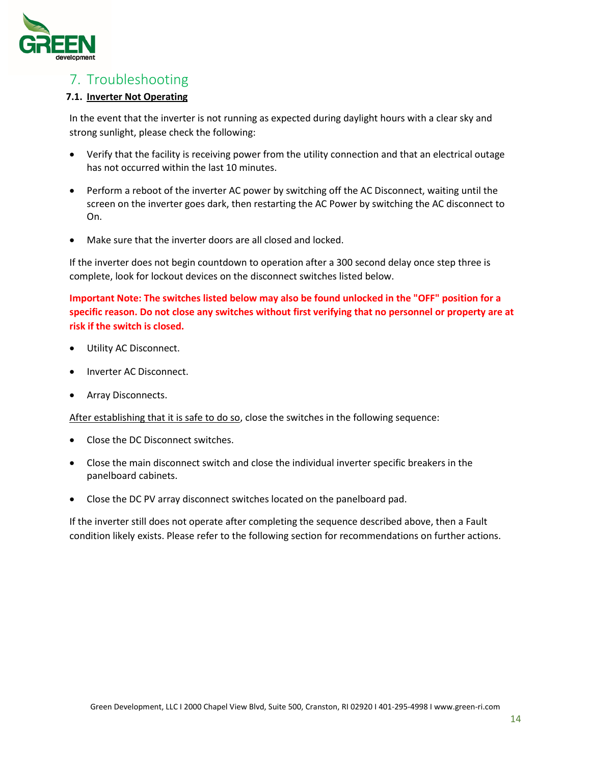# 7. Troubleshooting

## 7.1. Inverter Not Operating

In the event that the inverter is not running as expected during daylight hours with a clear sky and strong sunlight, please check the following:

- Verify that the facility is receiving power from the utility connection and that an electrical outage has not occurred within the last 10 minutes.
- Perform a reboot of the inverter AC power by switching off the AC Disconnect, waiting until the screen on the inverter goes dark, then restarting the AC Power by switching the AC disconnect to On.
- Make sure that the inverter doors are all closed and locked.

If the inverter does not begin countdown to operation after a 300 second delay once step three is complete, look for lockout devices on the disconnect switches listed below.

**Important Note: The switches listed below may also be found unlocked in the "OFF" position for a specific reason. Do not close any switches without first verifying that no personnel or property are at risk if the switch is closed.**

- Utility AC Disconnect.
- Inverter AC Disconnect.
- Array Disconnects.

After establishing that it is safe to do so, close the switches in the following sequence:

- Close the DC Disconnect switches.
- Close the main disconnect switch and close the individual inverter specific breakers in the panelboard cabinets.
- Close the DC PV array disconnect switches located on the panelboard pad.

If the inverter still does not operate after completing the sequence described above, then a Fault condition likely exists. Please refer to the following section for recommendations on further actions.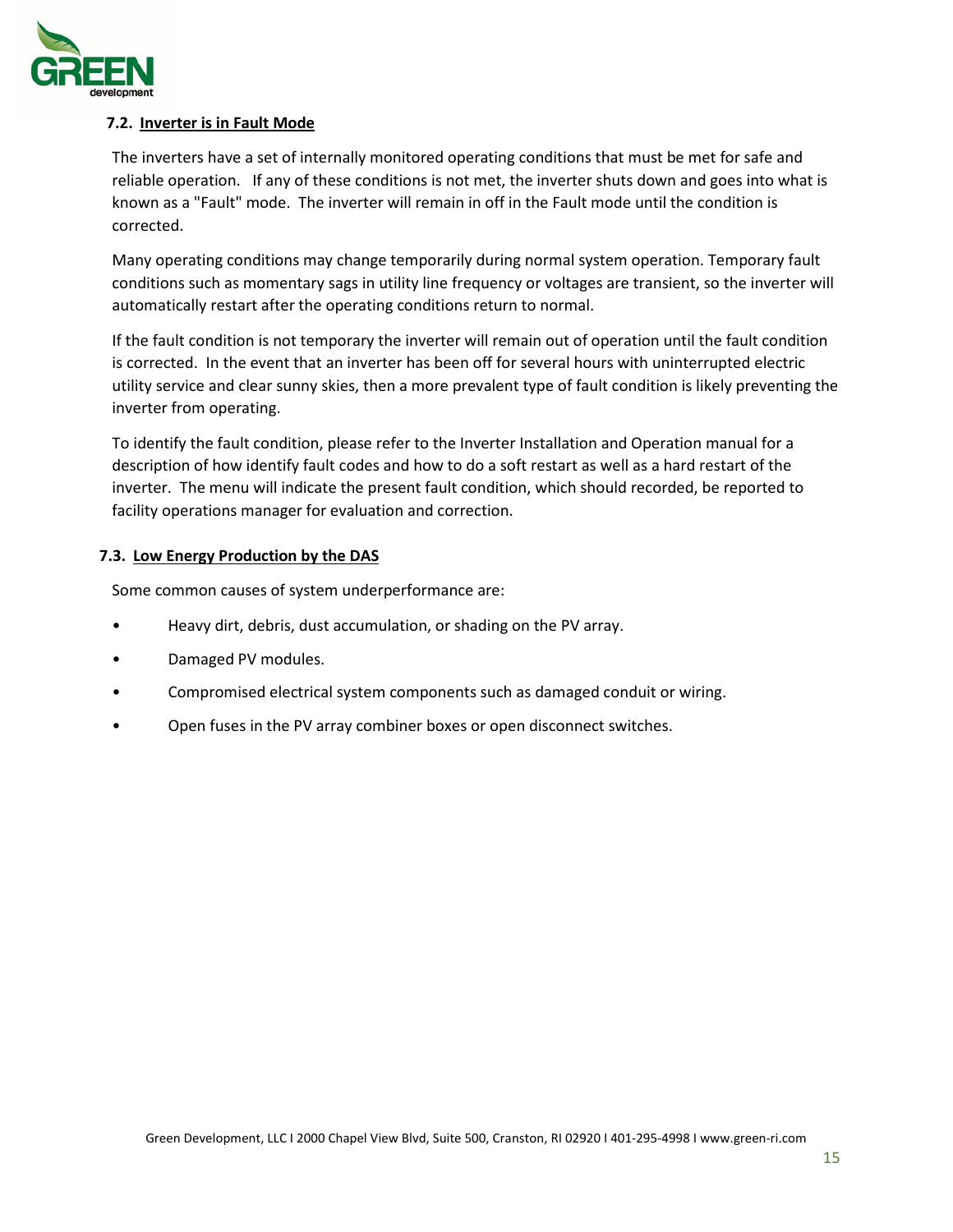### 7.2. Inverter is in Fault Mode

The inverters have a set of internally monitored operating conditions that must be met for safe and reliable operation. If any of these conditions is not met, the inverter shuts down and goes into what is known as a "Fault" mode. The inverter will remain in off in the Fault mode until the condition is corrected.

Many operating conditions may change temporarily during normal system operation. Temporary fault conditions such as momentary sags in utility line frequency or voltages are transient, so the inverter will automatically restart after the operating conditions return to normal.

If the fault condition is not temporary the inverter will remain out of operation until the fault condition is corrected. In the event that an inverter has been off for several hours with uninterrupted electric utility service and clear sunny skies, then a more prevalent type of fault condition is likely preventing the inverter from operating.

To identify the fault condition, please refer to the Inverter Installation and Operation manual for a description of how identify fault codes and how to do a soft restart as well as a hard restart of the inverter. The menu will indicate the present fault condition, which should recorded, be reported to facility operations manager for evaluation and correction.

### 7.3. Low Energy Production by the DAS

Some common causes of system underperformance are:

- Heavy dirt, debris, dust accumulation, or shading on the PV array.
- Damaged PV modules.
- Compromised electrical system components such as damaged conduit or wiring.
- Open fuses in the PV array combiner boxes or open disconnect switches.